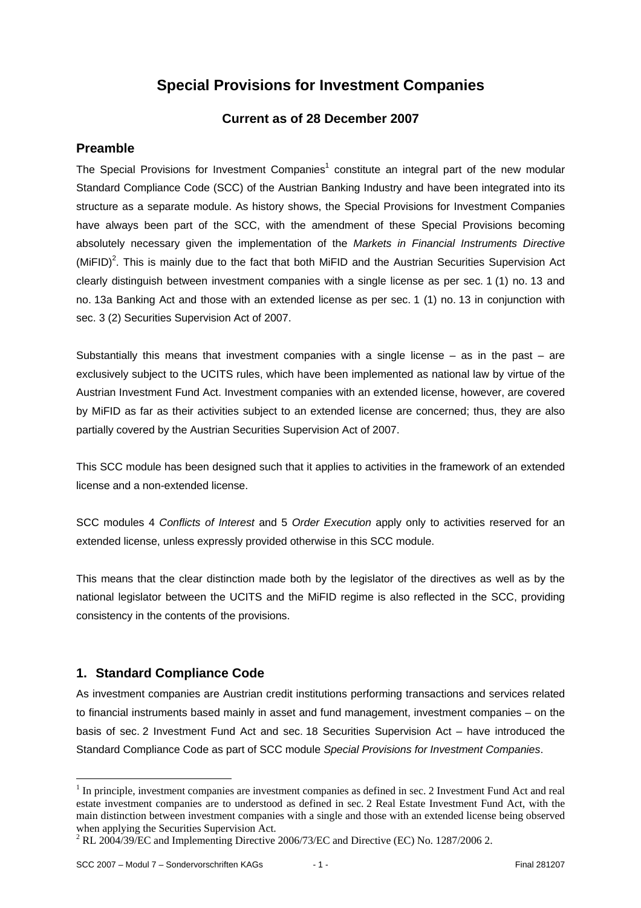# Special Provisions for Investment Companies

### Current as of 28 December 2007

## Preamble

The Special Provisions for Investment Companies[1] constitute an integral part of the new modular Standard Compliance Code (SCC) of the Austrian Banking Industry and have been integrated into its structure as a separate module. As history shows, the Special Provisions for Investment Companies have always been part of the SCC, with the amendment of these Special Provisions becoming absolutely necessary given the implementation of the *Markets in Financial Instruments Directive* (MiFID)[2]. This is mainly due to the fact that both MiFID and the Austrian Securities Supervision Act clearly distinguish between investment companies with a single license as per sec. 1 (1) no. 13 and no. 13a Banking Act and those with an extended license as per sec. 1 (1) no. 13 in conjunction with sec. 3 (2) Securities Supervision Act of 2007.

Substantially this means that investment companies with a single license – as in the past – are exclusively subject to the UCITS rules, which have been implemented as national law by virtue of the Austrian Investment Fund Act. Investment companies with an extended license, however, are covered by MiFID as far as their activities subject to an extended license are concerned; thus, they are also partially covered by the Austrian Securities Supervision Act of 2007.

This SCC module has been designed such that it applies to activities in the framework of an extended license and a non-extended license.

SCC modules 4 *Conflicts of Interest* and 5 *Order Execution* apply only to activities reserved for an extended license, unless expressly provided otherwise in this SCC module.

This means that the clear distinction made both by the legislator of the directives as well as by the national legislator between the UCITS and the MiFID regime is also reflected in the SCC, providing consistency in the contents of the provisions.

## 1. Standard Compliance Code

As investment companies are Austrian credit institutions performing transactions and services related to financial instruments based mainly in asset and fund management, investment companies – on the basis of sec. 2 Investment Fund Act and sec. 18 Securities Supervision Act – have introduced the Standard Compliance Code as part of SCC module *Special Provisions for Investment Companies*.

---

[1] In principle, investment companies are investment companies as defined in sec. 2 Investment Fund Act and real estate investment companies are to understood as defined in sec. 2 Real Estate Investment Fund Act, with the main distinction between investment companies with a single and those with an extended license being observed when applying the Securities Supervision Act.

[2] RL 2004/39/EC and Implementing Directive 2006/73/EC and Directive (EC) No. 1287/2006 2.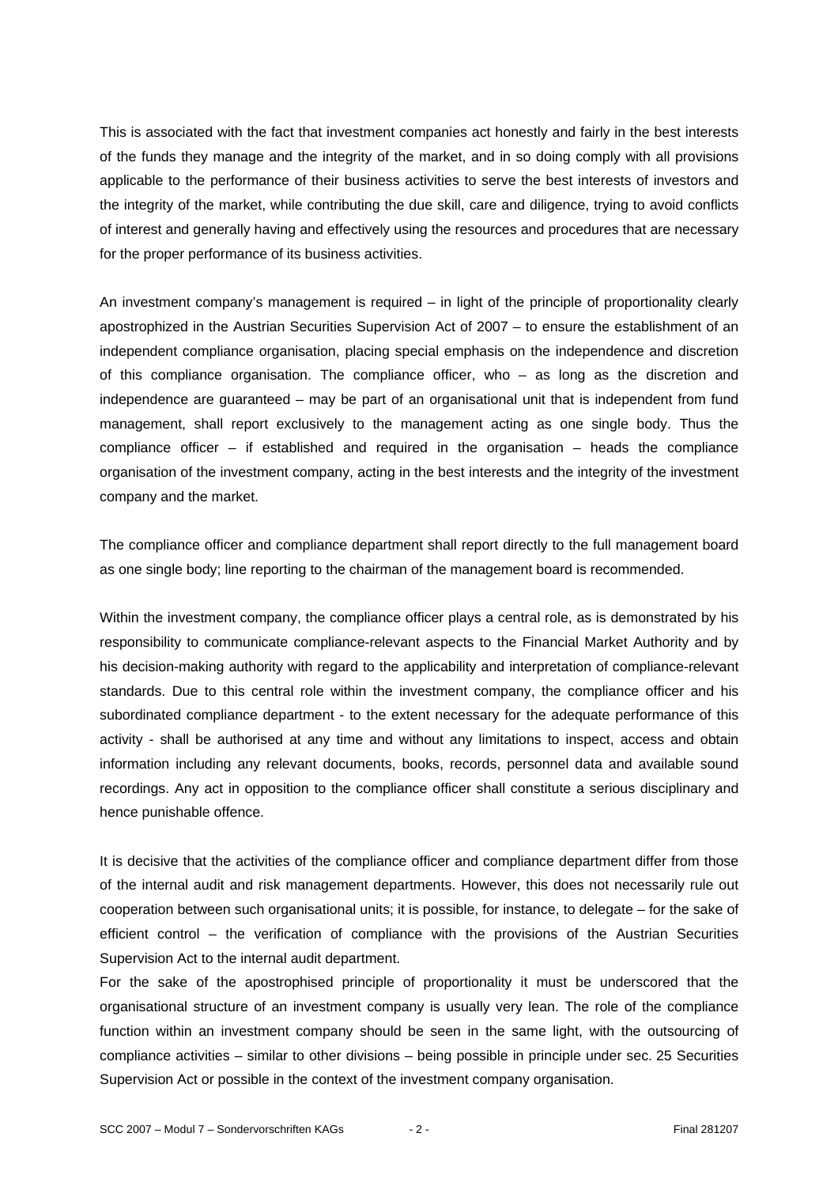This is associated with the fact that investment companies act honestly and fairly in the best interests of the funds they manage and the integrity of the market, and in so doing comply with all provisions applicable to the performance of their business activities to serve the best interests of investors and the integrity of the market, while contributing the due skill, care and diligence, trying to avoid conflicts of interest and generally having and effectively using the resources and procedures that are necessary for the proper performance of its business activities.

An investment company's management is required – in light of the principle of proportionality clearly apostrophized in the Austrian Securities Supervision Act of 2007 – to ensure the establishment of an independent compliance organisation, placing special emphasis on the independence and discretion of this compliance organisation. The compliance officer, who – as long as the discretion and independence are guaranteed – may be part of an organisational unit that is independent from fund management, shall report exclusively to the management acting as one single body. Thus the compliance officer – if established and required in the organisation – heads the compliance organisation of the investment company, acting in the best interests and the integrity of the investment company and the market.

The compliance officer and compliance department shall report directly to the full management board as one single body; line reporting to the chairman of the management board is recommended.

Within the investment company, the compliance officer plays a central role, as is demonstrated by his responsibility to communicate compliance-relevant aspects to the Financial Market Authority and by his decision-making authority with regard to the applicability and interpretation of compliance-relevant standards. Due to this central role within the investment company, the compliance officer and his subordinated compliance department - to the extent necessary for the adequate performance of this activity - shall be authorised at any time and without any limitations to inspect, access and obtain information including any relevant documents, books, records, personnel data and available sound recordings. Any act in opposition to the compliance officer shall constitute a serious disciplinary and hence punishable offence.

It is decisive that the activities of the compliance officer and compliance department differ from those of the internal audit and risk management departments. However, this does not necessarily rule out cooperation between such organisational units; it is possible, for instance, to delegate – for the sake of efficient control – the verification of compliance with the provisions of the Austrian Securities Supervision Act to the internal audit department.

For the sake of the apostrophised principle of proportionality it must be underscored that the organisational structure of an investment company is usually very lean. The role of the compliance function within an investment company should be seen in the same light, with the outsourcing of compliance activities – similar to other divisions – being possible in principle under sec. 25 Securities Supervision Act or possible in the context of the investment company organisation.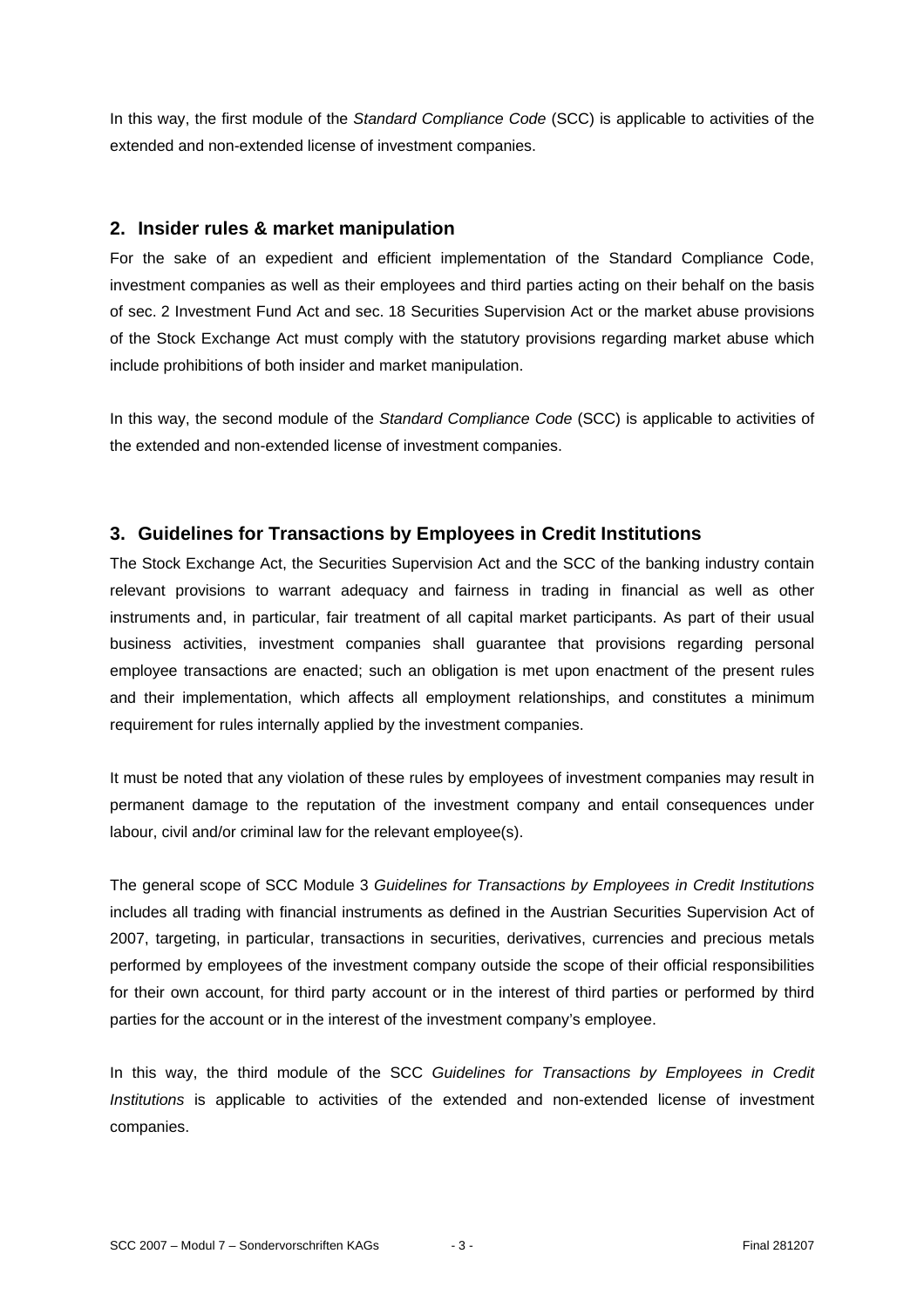In this way, the first module of the *Standard Compliance Code* (SCC) is applicable to activities of the extended and non-extended license of investment companies.

## 2. Insider rules & market manipulation

For the sake of an expedient and efficient implementation of the Standard Compliance Code, investment companies as well as their employees and third parties acting on their behalf on the basis of sec. 2 Investment Fund Act and sec. 18 Securities Supervision Act or the market abuse provisions of the Stock Exchange Act must comply with the statutory provisions regarding market abuse which include prohibitions of both insider and market manipulation.

In this way, the second module of the *Standard Compliance Code* (SCC) is applicable to activities of the extended and non-extended license of investment companies.

## 3. Guidelines for Transactions by Employees in Credit Institutions

The Stock Exchange Act, the Securities Supervision Act and the SCC of the banking industry contain relevant provisions to warrant adequacy and fairness in trading in financial as well as other instruments and, in particular, fair treatment of all capital market participants. As part of their usual business activities, investment companies shall guarantee that provisions regarding personal employee transactions are enacted; such an obligation is met upon enactment of the present rules and their implementation, which affects all employment relationships, and constitutes a minimum requirement for rules internally applied by the investment companies.

It must be noted that any violation of these rules by employees of investment companies may result in permanent damage to the reputation of the investment company and entail consequences under labour, civil and/or criminal law for the relevant employee(s).

The general scope of SCC Module 3 *Guidelines for Transactions by Employees in Credit Institutions* includes all trading with financial instruments as defined in the Austrian Securities Supervision Act of 2007, targeting, in particular, transactions in securities, derivatives, currencies and precious metals performed by employees of the investment company outside the scope of their official responsibilities for their own account, for third party account or in the interest of third parties or performed by third parties for the account or in the interest of the investment company's employee.

In this way, the third module of the SCC *Guidelines for Transactions by Employees in Credit Institutions* is applicable to activities of the extended and non-extended license of investment companies.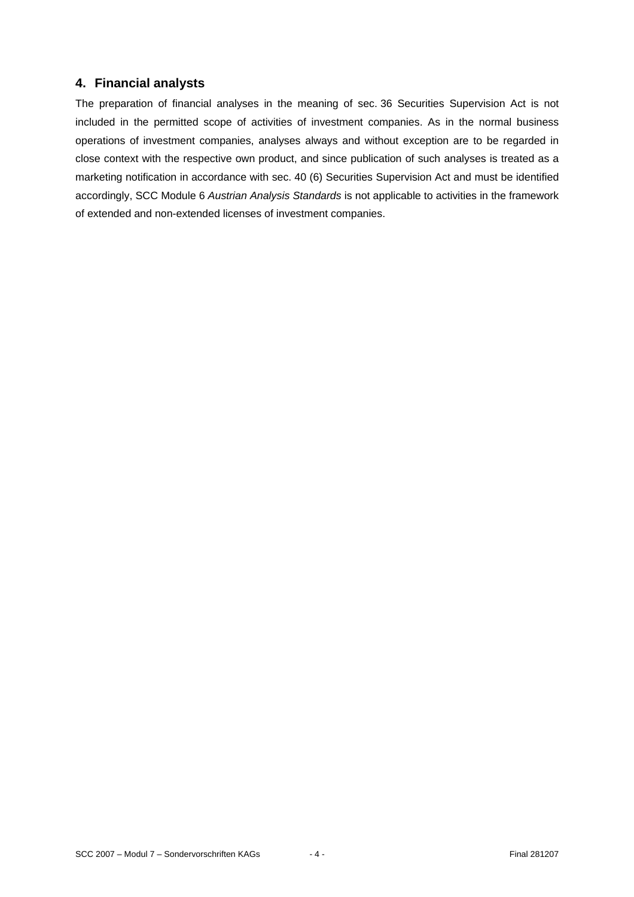## 4. Financial analysts

The preparation of financial analyses in the meaning of sec. 36 Securities Supervision Act is not included in the permitted scope of activities of investment companies. As in the normal business operations of investment companies, analyses always and without exception are to be regarded in close context with the respective own product, and since publication of such analyses is treated as a marketing notification in accordance with sec. 40 (6) Securities Supervision Act and must be identified accordingly, SCC Module 6 *Austrian Analysis Standards* is not applicable to activities in the framework of extended and non-extended licenses of investment companies.